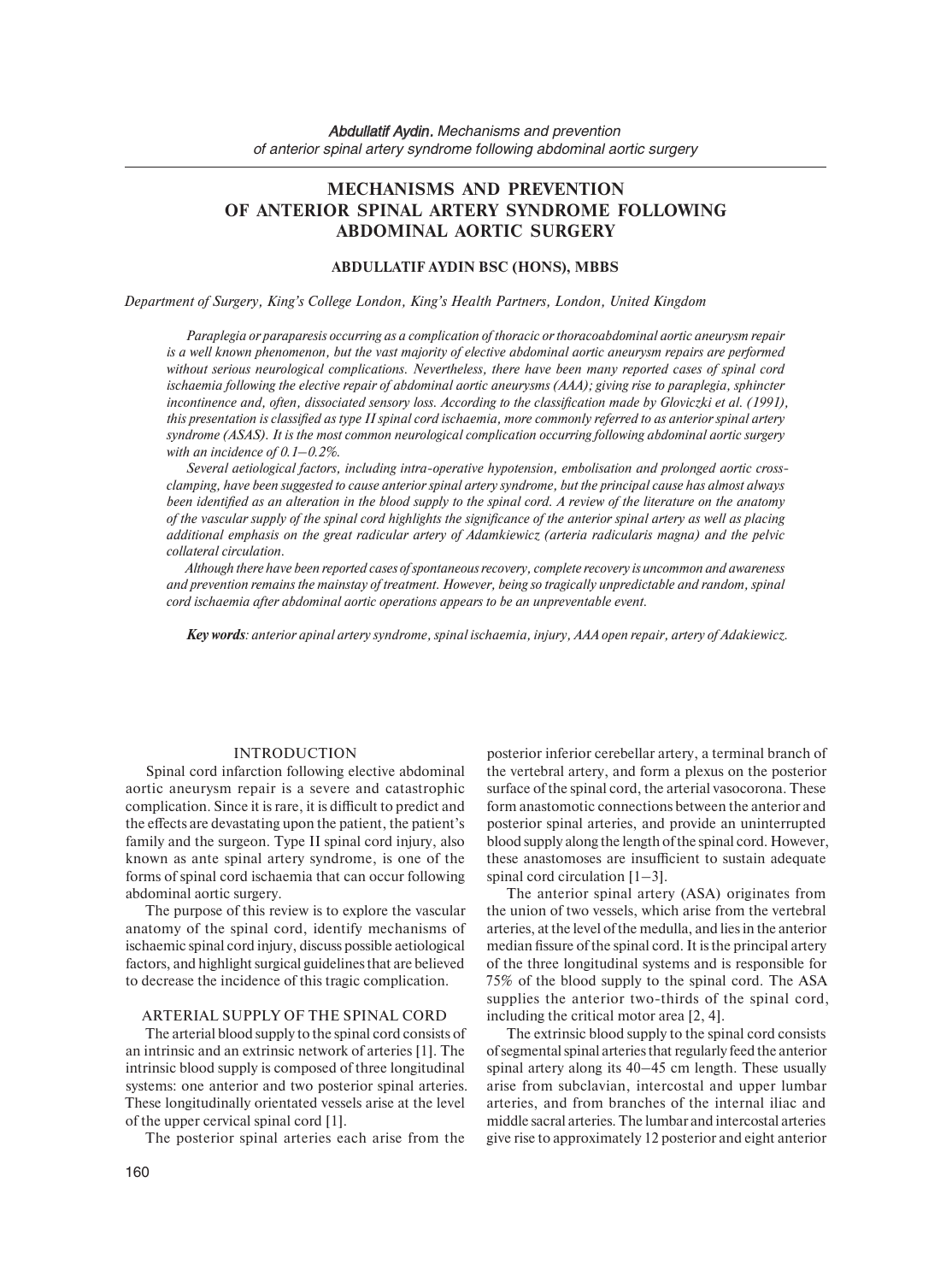# MECHANISMS AND PREVENTION OF ANTERIOR SPINAL ARTERY SYNDROME FOLLOWING ABDOMINAL AORTIC SURGERY

**ABDULLATIF AYDIN BSC (HONS), MBBS**

*Department of Surgery, King's College London, King's Health Partners, London, United Kingdom*

*Paraplegia or paraparesis occurring as a complication of thoracic or thoracoabdominal aortic aneurysm repair is a well known phenomenon, but the vast majority of elective abdominal aortic aneurysm repairs are performed without serious neurological complications. Nevertheless, there have been many reported cases of spinal cord ischaemia following the elective repair of abdominal aortic aneurysms (AAA); giving rise to paraplegia, sphincter incontinence and, often, dissociated sensory loss. According to the classification made by Gloviczki et al. (1991), this presentation is classified as type II spinal cord ischaemia, more commonly referred to as anterior spinal artery syndrome (ASAS). It is the most common neurological complication occurring following abdominal aortic surgery with an incidence of 0.1–0.2%.*

*Several aetiological factors, including intra-operative hypotension, embolisation and prolonged aortic cross-clamping, have been suggested to cause anterior spinal artery syndrome, but the principal cause has almost always been identified as an alteration in the blood supply to the spinal cord. A review of the literature on the anatomy of the vascular supply of the spinal cord highlights the significance of the anterior spinal artery as well as placing additional emphasis on the great radicular artery of Adamkiewicz (arteria radicularis magna) and the pelvic collateral circulation.*

*Although there have been reported cases of spontaneous recovery, complete recovery is uncommon and awareness and prevention remains the mainstay of treatment. However, being so tragically unpredictable and random, spinal cord ischaemia after abdominal aortic operations appears to be an unpreventable event.*

***Key words****: anterior apinal artery syndrome, spinal ischaemia, injury, AAA open repair, artery of Adakiewicz.*

## INTRODUCTION

Spinal cord infarction following elective abdominal aortic aneurysm repair is a severe and catastrophic complication. Since it is rare, it is difficult to predict and the effects are devastating upon the patient, the patient's family and the surgeon. Type II spinal cord injury, also known as ante spinal artery syndrome, is one of the forms of spinal cord ischaemia that can occur following abdominal aortic surgery.

The purpose of this review is to explore the vascular anatomy of the spinal cord, identify mechanisms of ischaemic spinal cord injury, discuss possible aetiological factors, and highlight surgical guidelines that are believed to decrease the incidence of this tragic complication.

## ARTERIAL SUPPLY OF THE SPINAL CORD

The arterial blood supply to the spinal cord consists of an intrinsic and an extrinsic network of arteries [1]. The intrinsic blood supply is composed of three longitudinal systems: one anterior and two posterior spinal arteries. These longitudinally orientated vessels arise at the level of the upper cervical spinal cord [1].

The posterior spinal arteries each arise from the posterior inferior cerebellar artery, a terminal branch of the vertebral artery, and form a plexus on the posterior surface of the spinal cord, the arterial vasocorona. These form anastomotic connections between the anterior and posterior spinal arteries, and provide an uninterrupted blood supply along the length of the spinal cord. However, these anastomoses are insufficient to sustain adequate spinal cord circulation [1–3].

The anterior spinal artery (ASA) originates from the union of two vessels, which arise from the vertebral arteries, at the level of the medulla, and lies in the anterior median fissure of the spinal cord. It is the principal artery of the three longitudinal systems and is responsible for 75% of the blood supply to the spinal cord. The ASA supplies the anterior two-thirds of the spinal cord, including the critical motor area [2, 4].

The extrinsic blood supply to the spinal cord consists of segmental spinal arteries that regularly feed the anterior spinal artery along its 40–45 cm length. These usually arise from subclavian, intercostal and upper lumbar arteries, and from branches of the internal iliac and middle sacral arteries. The lumbar and intercostal arteries give rise to approximately 12 posterior and eight anterior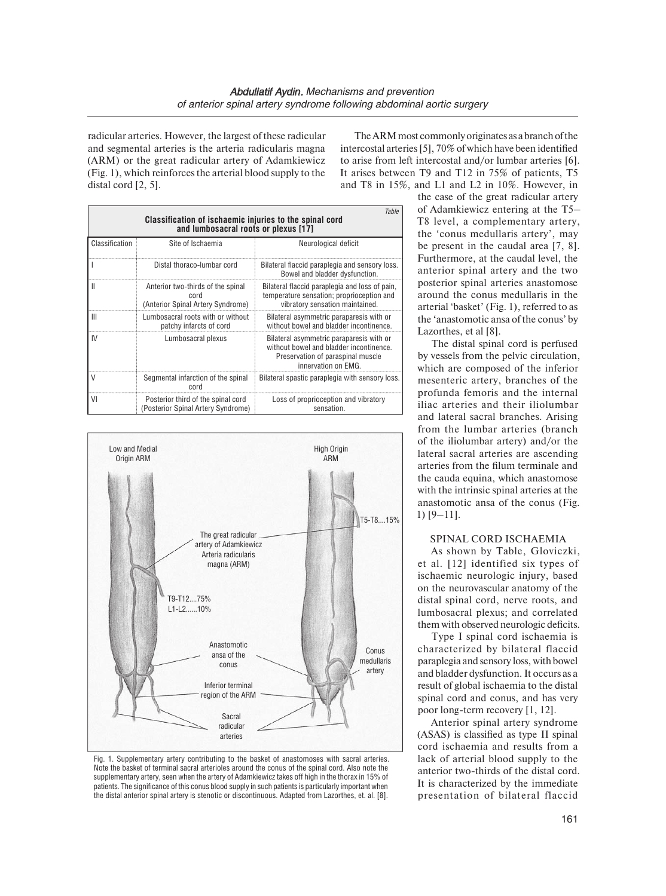radicular arteries. However, the largest of these radicular and segmental arteries is the arteria radicularis magna (ARM) or the great radicular artery of Adamkiewicz (Fig. 1), which reinforces the arterial blood supply to the distal cord [2, 5].

*Table*

**Classification of ischaemic injuries to the spinal cord and lumbosacral roots or plexus [17]**

| Classification | Site of Ischaemia | Neurological deficit |
|---|---|---|
| I | Distal thoraco-lumbar cord | Bilateral flaccid paraplegia and sensory loss. Bowel and bladder dysfunction. |
| II | Anterior two-thirds of the spinal cord (Anterior Spinal Artery Syndrome) | Bilateral flaccid paraplegia and loss of pain, temperature sensation; proprioception and vibratory sensation maintained. |
| III | Lumbosacral roots with or without patchy infarcts of cord | Bilateral asymmetric paraparesis with or without bowel and bladder incontinence. |
| IV | Lumbosacral plexus | Bilateral asymmetric paraparesis with or without bowel and bladder incontinence. Preservation of paraspinal muscle innervation on EMG. |
| V | Segmental infarction of the spinal cord | Bilateral spastic paraplegia with sensory loss. |
| VI | Posterior third of the spinal cord (Posterior Spinal Artery Syndrome) | Loss of proprioception and vibratory sensation. |

Fig. 1. Supplementary artery contributing to the basket of anastomoses with sacral arteries. Note the basket of terminal sacral arterioles around the conus of the spinal cord. Also note the supplementary artery, seen when the artery of Adamkiewicz takes off high in the thorax in 15% of patients. The significance of this conus blood supply in such patients is particularly important when the distal anterior spinal artery is stenotic or discontinuous. Adapted from Lazorthes, et. al. [8].

The ARM most commonly originates as a branch of the intercostal arteries [5], 70% of which have been identified to arise from left intercostal and/or lumbar arteries [6]. It arises between T9 and T12 in 75% of patients, T5 and T8 in 15%, and L1 and L2 in 10%. However, in the case of the great radicular artery of Adamkiewicz entering at the T5–T8 level, a complementary artery, the 'conus medullaris artery', may be present in the caudal area [7, 8]. Furthermore, at the caudal level, the anterior spinal artery and the two posterior spinal arteries anastomose around the conus medullaris in the arterial 'basket' (Fig. 1), referred to as the 'anastomotic ansa of the conus' by Lazorthes, et al [8].

The distal spinal cord is perfused by vessels from the pelvic circulation, which are composed of the inferior mesenteric artery, branches of the profunda femoris and the internal iliac arteries and their iliolumbar and lateral sacral branches. Arising from the lumbar arteries (branch of the iliolumbar artery) and/or the lateral sacral arteries are ascending arteries from the filum terminale and the cauda equina, which anastomose with the intrinsic spinal arteries at the anastomotic ansa of the conus (Fig. 1) [9–11].

## SPINAL CORD ISCHAEMIA

As shown by Table, Gloviczki, et al. [12] identified six types of ischaemic neurologic injury, based on the neurovascular anatomy of the distal spinal cord, nerve roots, and lumbosacral plexus; and correlated them with observed neurologic deficits.

Type I spinal cord ischaemia is characterized by bilateral flaccid paraplegia and sensory loss, with bowel and bladder dysfunction. It occurs as a result of global ischaemia to the distal spinal cord and conus, and has very poor long-term recovery [1, 12].

Anterior spinal artery syndrome (ASAS) is classified as type II spinal cord ischaemia and results from a lack of arterial blood supply to the anterior two-thirds of the distal cord. It is characterized by the immediate presentation of bilateral flaccid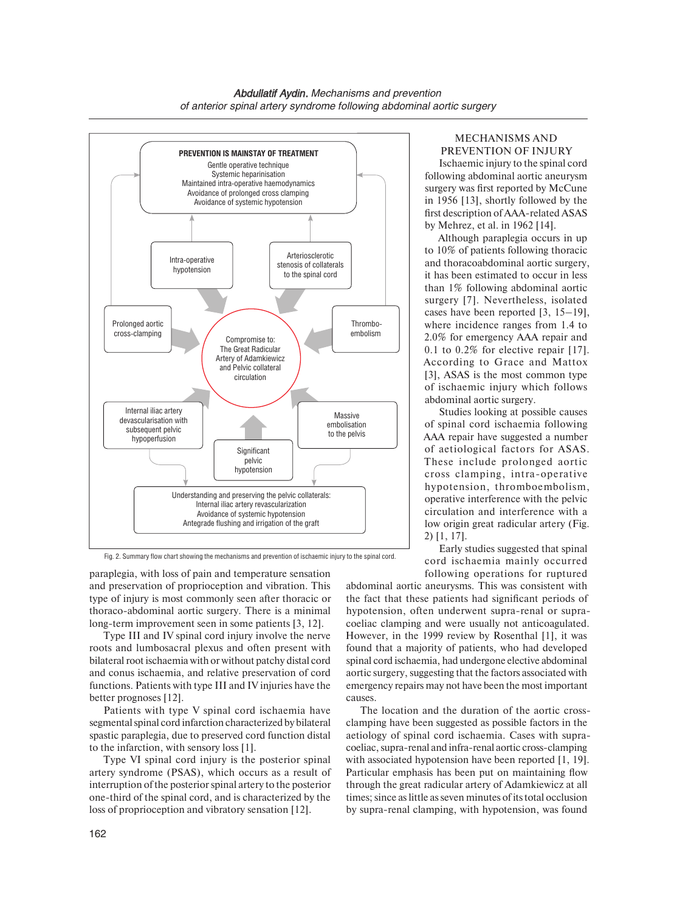Fig. 2. Summary flow chart showing the mechanisms and prevention of ischaemic injury to the spinal cord.

paraplegia, with loss of pain and temperature sensation and preservation of proprioception and vibration. This type of injury is most commonly seen after thoracic or thoraco-abdominal aortic surgery. There is a minimal long-term improvement seen in some patients [3, 12].

Type III and IV spinal cord injury involve the nerve roots and lumbosacral plexus and often present with bilateral root ischaemia with or without patchy distal cord and conus ischaemia, and relative preservation of cord functions. Patients with type III and IV injuries have the better prognoses [12].

Patients with type V spinal cord ischaemia have segmental spinal cord infarction characterized by bilateral spastic paraplegia, due to preserved cord function distal to the infarction, with sensory loss [1].

Type VI spinal cord injury is the posterior spinal artery syndrome (PSAS), which occurs as a result of interruption of the posterior spinal artery to the posterior one-third of the spinal cord, and is characterized by the loss of proprioception and vibratory sensation [12].

## MECHANISMS AND PREVENTION OF INJURY

Ischaemic injury to the spinal cord following abdominal aortic aneurysm surgery was first reported by McCune in 1956 [13], shortly followed by the first description of AAA-related ASAS by Mehrez, et al. in 1962 [14].

Although paraplegia occurs in up to 10% of patients following thoracic and thoracoabdominal aortic surgery, it has been estimated to occur in less than 1% following abdominal aortic surgery [7]. Nevertheless, isolated cases have been reported [3, 15–19], where incidence ranges from 1.4 to 2.0% for emergency AAA repair and 0.1 to 0.2% for elective repair [17]. According to Grace and Mattox [3], ASAS is the most common type of ischaemic injury which follows abdominal aortic surgery.

Studies looking at possible causes of spinal cord ischaemia following AAA repair have suggested a number of aetiological factors for ASAS. These include prolonged aortic cross clamping, intra-operative hypotension, thromboembolism, operative interference with the pelvic circulation and interference with a low origin great radicular artery (Fig. 2) [1, 17].

Early studies suggested that spinal cord ischaemia mainly occurred following operations for ruptured abdominal aortic aneurysms. This was consistent with the fact that these patients had significant periods of hypotension, often underwent supra-renal or supra-coeliac clamping and were usually not anticoagulated. However, in the 1999 review by Rosenthal [1], it was found that a majority of patients, who had developed spinal cord ischaemia, had undergone elective abdominal aortic surgery, suggesting that the factors associated with emergency repairs may not have been the most important causes.

The location and the duration of the aortic cross-clamping have been suggested as possible factors in the aetiology of spinal cord ischaemia. Cases with supra-coeliac, supra-renal and infra-renal aortic cross-clamping with associated hypotension have been reported [1, 19]. Particular emphasis has been put on maintaining flow through the great radicular artery of Adamkiewicz at all times; since as little as seven minutes of its total occlusion by supra-renal clamping, with hypotension, was found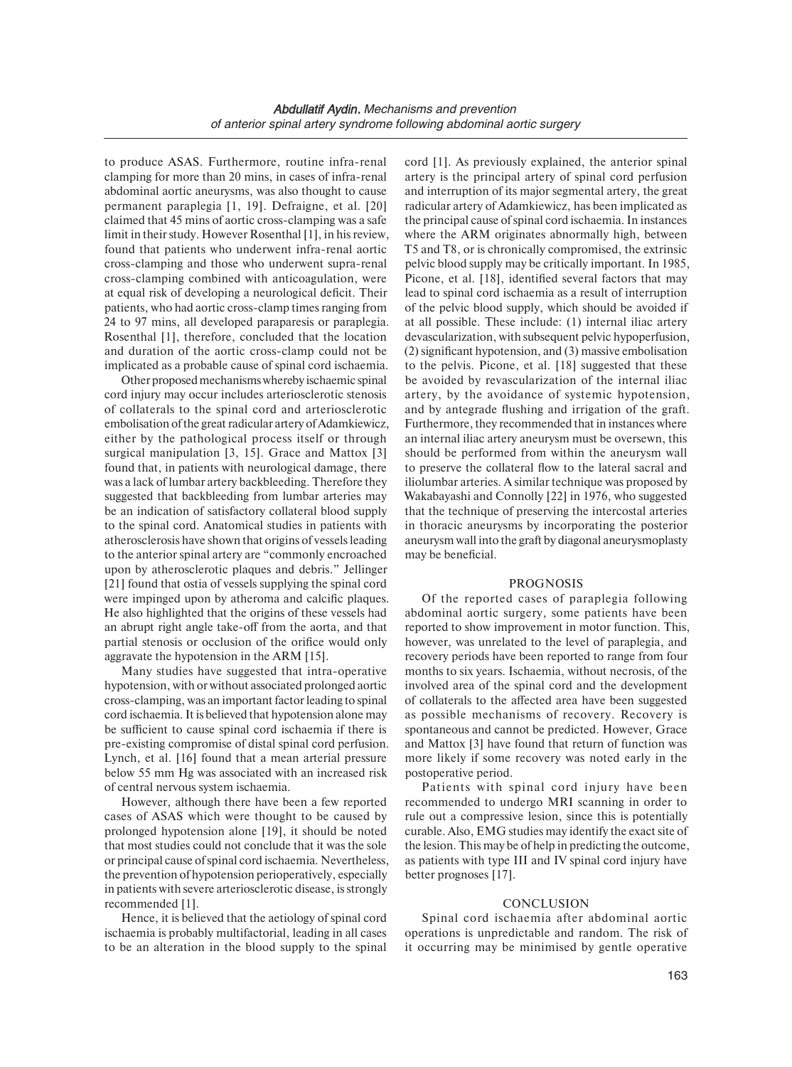to produce ASAS. Furthermore, routine infra-renal clamping for more than 20 mins, in cases of infra-renal abdominal aortic aneurysms, was also thought to cause permanent paraplegia [1, 19]. Defraigne, et al. [20] claimed that 45 mins of aortic cross-clamping was a safe limit in their study. However Rosenthal [1], in his review, found that patients who underwent infra-renal aortic cross-clamping and those who underwent supra-renal cross-clamping combined with anticoagulation, were at equal risk of developing a neurological deficit. Their patients, who had aortic cross-clamp times ranging from 24 to 97 mins, all developed paraparesis or paraplegia. Rosenthal [1], therefore, concluded that the location and duration of the aortic cross-clamp could not be implicated as a probable cause of spinal cord ischaemia.

Other proposed mechanisms whereby ischaemic spinal cord injury may occur includes arteriosclerotic stenosis of collaterals to the spinal cord and arteriosclerotic embolisation of the great radicular artery of Adamkiewicz, either by the pathological process itself or through surgical manipulation [3, 15]. Grace and Mattox [3] found that, in patients with neurological damage, there was a lack of lumbar artery backbleeding. Therefore they suggested that backbleeding from lumbar arteries may be an indication of satisfactory collateral blood supply to the spinal cord. Anatomical studies in patients with atherosclerosis have shown that origins of vessels leading to the anterior spinal artery are "commonly encroached upon by atherosclerotic plaques and debris." Jellinger [21] found that ostia of vessels supplying the spinal cord were impinged upon by atheroma and calcific plaques. He also highlighted that the origins of these vessels had an abrupt right angle take-off from the aorta, and that partial stenosis or occlusion of the orifice would only aggravate the hypotension in the ARM [15].

Many studies have suggested that intra-operative hypotension, with or without associated prolonged aortic cross-clamping, was an important factor leading to spinal cord ischaemia. It is believed that hypotension alone may be sufficient to cause spinal cord ischaemia if there is pre-existing compromise of distal spinal cord perfusion. Lynch, et al. [16] found that a mean arterial pressure below 55 mm Hg was associated with an increased risk of central nervous system ischaemia.

However, although there have been a few reported cases of ASAS which were thought to be caused by prolonged hypotension alone [19], it should be noted that most studies could not conclude that it was the sole or principal cause of spinal cord ischaemia. Nevertheless, the prevention of hypotension perioperatively, especially in patients with severe arteriosclerotic disease, is strongly recommended [1].

Hence, it is believed that the aetiology of spinal cord ischaemia is probably multifactorial, leading in all cases to be an alteration in the blood supply to the spinal cord [1]. As previously explained, the anterior spinal artery is the principal artery of spinal cord perfusion and interruption of its major segmental artery, the great radicular artery of Adamkiewicz, has been implicated as the principal cause of spinal cord ischaemia. In instances where the ARM originates abnormally high, between T5 and T8, or is chronically compromised, the extrinsic pelvic blood supply may be critically important. In 1985, Picone, et al. [18], identified several factors that may lead to spinal cord ischaemia as a result of interruption of the pelvic blood supply, which should be avoided if at all possible. These include: (1) internal iliac artery devascularization, with subsequent pelvic hypoperfusion, (2) significant hypotension, and (3) massive embolisation to the pelvis. Picone, et al. [18] suggested that these be avoided by revascularization of the internal iliac artery, by the avoidance of systemic hypotension, and by antegrade flushing and irrigation of the graft. Furthermore, they recommended that in instances where an internal iliac artery aneurysm must be oversewn, this should be performed from within the aneurysm wall to preserve the collateral flow to the lateral sacral and iliolumbar arteries. A similar technique was proposed by Wakabayashi and Connolly [22] in 1976, who suggested that the technique of preserving the intercostal arteries in thoracic aneurysms by incorporating the posterior aneurysm wall into the graft by diagonal aneurysmoplasty may be beneficial.

## PROGNOSIS

Of the reported cases of paraplegia following abdominal aortic surgery, some patients have been reported to show improvement in motor function. This, however, was unrelated to the level of paraplegia, and recovery periods have been reported to range from four months to six years. Ischaemia, without necrosis, of the involved area of the spinal cord and the development of collaterals to the affected area have been suggested as possible mechanisms of recovery. Recovery is spontaneous and cannot be predicted. However, Grace and Mattox [3] have found that return of function was more likely if some recovery was noted early in the postoperative period.

Patients with spinal cord injury have been recommended to undergo MRI scanning in order to rule out a compressive lesion, since this is potentially curable. Also, EMG studies may identify the exact site of the lesion. This may be of help in predicting the outcome, as patients with type III and IV spinal cord injury have better prognoses [17].

## CONCLUSION

Spinal cord ischaemia after abdominal aortic operations is unpredictable and random. The risk of it occurring may be minimised by gentle operative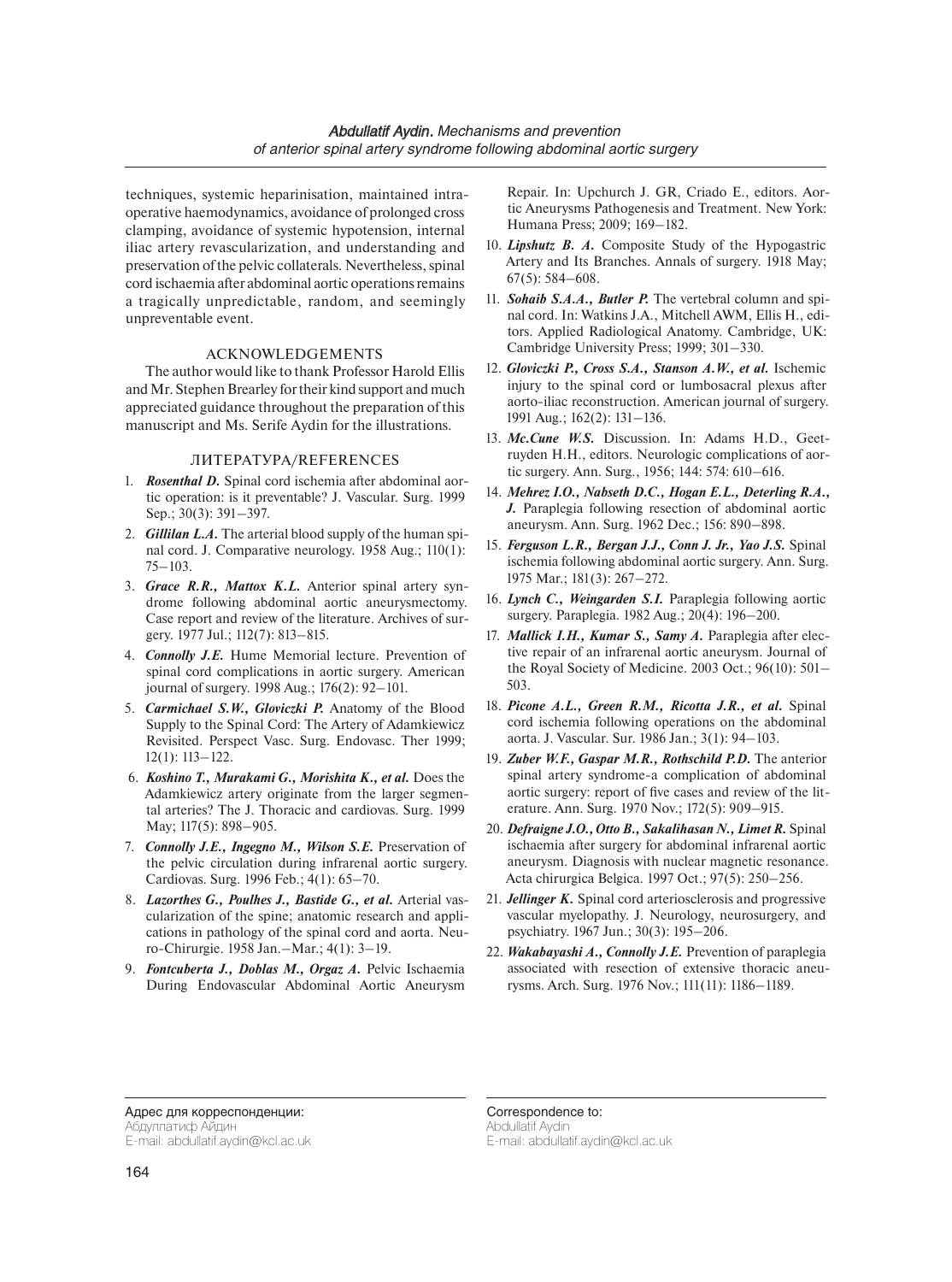techniques, systemic heparinisation, maintained intraoperative haemodynamics, avoidance of prolonged cross clamping, avoidance of systemic hypotension, internal iliac artery revascularization, and understanding and preservation of the pelvic collaterals. Nevertheless, spinal cord ischaemia after abdominal aortic operations remains a tragically unpredictable, random, and seemingly unpreventable event.

## ACKNOWLEDGEMENTS

The author would like to thank Professor Harold Ellis and Mr. Stephen Brearley for their kind support and much appreciated guidance throughout the preparation of this manuscript and Ms. Serife Aydin for the illustrations.

## ЛИТЕРАТУРА/REFERENCES

1. ***Rosenthal D.*** Spinal cord ischemia after abdominal aortic operation: is it preventable? J. Vascular. Surg. 1999 Sep.; 30(3): 391–397.
2. ***Gillilan L.A.*** The arterial blood supply of the human spinal cord. J. Comparative neurology. 1958 Aug.; 110(1): 75–103.
3. ***Grace R.R., Mattox K.L.*** Anterior spinal artery syndrome following abdominal aortic aneurysmectomy. Case report and review of the literature. Archives of surgery. 1977 Jul.; 112(7): 813–815.
4. ***Connolly J.E.*** Hume Memorial lecture. Prevention of spinal cord complications in aortic surgery. American journal of surgery. 1998 Aug.; 176(2): 92–101.
5. ***Carmichael S.W., Gloviczki P.*** Anatomy of the Blood Supply to the Spinal Cord: The Artery of Adamkiewicz Revisited. Perspect Vasc. Surg. Endovasc. Ther 1999; 12(1): 113–122.
6. ***Koshino T., Murakami G., Morishita K., et al.*** Does the Adamkiewicz artery originate from the larger segmental arteries? The J. Thoracic and cardiovas. Surg. 1999 May; 117(5): 898–905.
7. ***Connolly J.E., Ingegno M., Wilson S.E.*** Preservation of the pelvic circulation during infrarenal aortic surgery. Cardiovas. Surg. 1996 Feb.; 4(1): 65–70.
8. ***Lazorthes G., Poulhes J., Bastide G., et al.*** Arterial vascularization of the spine; anatomic research and applications in pathology of the spinal cord and aorta. Neuro-Chirurgie. 1958 Jan.–Mar.; 4(1): 3–19.
9. ***Fontcuberta J., Doblas M., Orgaz A.*** Pelvic Ischaemia During Endovascular Abdominal Aortic Aneurysm Repair. In: Upchurch J. GR, Criado E., editors. Aortic Aneurysms Pathogenesis and Treatment. New York: Humana Press; 2009; 169–182.
10. ***Lipshutz B. A.*** Composite Study of the Hypogastric Artery and Its Branches. Annals of surgery. 1918 May; 67(5): 584–608.
11. ***Sohaib S.A.A., Butler P.*** The vertebral column and spinal cord. In: Watkins J.A., Mitchell AWM, Ellis H., editors. Applied Radiological Anatomy. Cambridge, UK: Cambridge University Press; 1999; 301–330.
12. ***Gloviczki P., Cross S.A., Stanson A.W., et al.*** Ischemic injury to the spinal cord or lumbosacral plexus after aorto-iliac reconstruction. American journal of surgery. 1991 Aug.; 162(2): 131–136.
13. ***Mc.Cune W.S.*** Discussion. In: Adams H.D., Geetruyden H.H., editors. Neurologic complications of aortic surgery. Ann. Surg., 1956; 144: 574: 610–616.
14. ***Mehrez I.O., Nabseth D.C., Hogan E.L., Deterling R.A., J.*** Paraplegia following resection of abdominal aortic aneurysm. Ann. Surg. 1962 Dec.; 156: 890–898.
15. ***Ferguson L.R., Bergan J.J., Conn J. Jr., Yao J.S.*** Spinal ischemia following abdominal aortic surgery. Ann. Surg. 1975 Mar.; 181(3): 267–272.
16. ***Lynch C., Weingarden S.I.*** Paraplegia following aortic surgery. Paraplegia. 1982 Aug.; 20(4): 196–200.
17. ***Mallick I.H., Kumar S., Samy A.*** Paraplegia after elective repair of an infrarenal aortic aneurysm. Journal of the Royal Society of Medicine. 2003 Oct.; 96(10): 501–503.
18. ***Picone A.L., Green R.M., Ricotta J.R., et al.*** Spinal cord ischemia following operations on the abdominal aorta. J. Vascular. Sur. 1986 Jan.; 3(1): 94–103.
19. ***Zuber W.F., Gaspar M.R., Rothschild P.D.*** The anterior spinal artery syndrome-a complication of abdominal aortic surgery: report of five cases and review of the literature. Ann. Surg. 1970 Nov.; 172(5): 909–915.
20. ***Defraigne J.O., Otto B., Sakalihasan N., Limet R.*** Spinal ischaemia after surgery for abdominal infrarenal aortic aneurysm. Diagnosis with nuclear magnetic resonance. Acta chirurgica Belgica. 1997 Oct.; 97(5): 250–256.
21. ***Jellinger K.*** Spinal cord arteriosclerosis and progressive vascular myelopathy. J. Neurology, neurosurgery, and psychiatry. 1967 Jun.; 30(3): 195–206.
22. ***Wakabayashi A., Connolly J.E.*** Prevention of paraplegia associated with resection of extensive thoracic aneurysms. Arch. Surg. 1976 Nov.; 111(11): 1186–1189.

Адрес для корреспонденции:
Абдуллатиф Айдин
E-mail: abdullatif.aydin@kcl.ac.uk

Correspondence to:
Abdullatif Aydin
E-mail: abdullatif.aydin@kcl.ac.uk